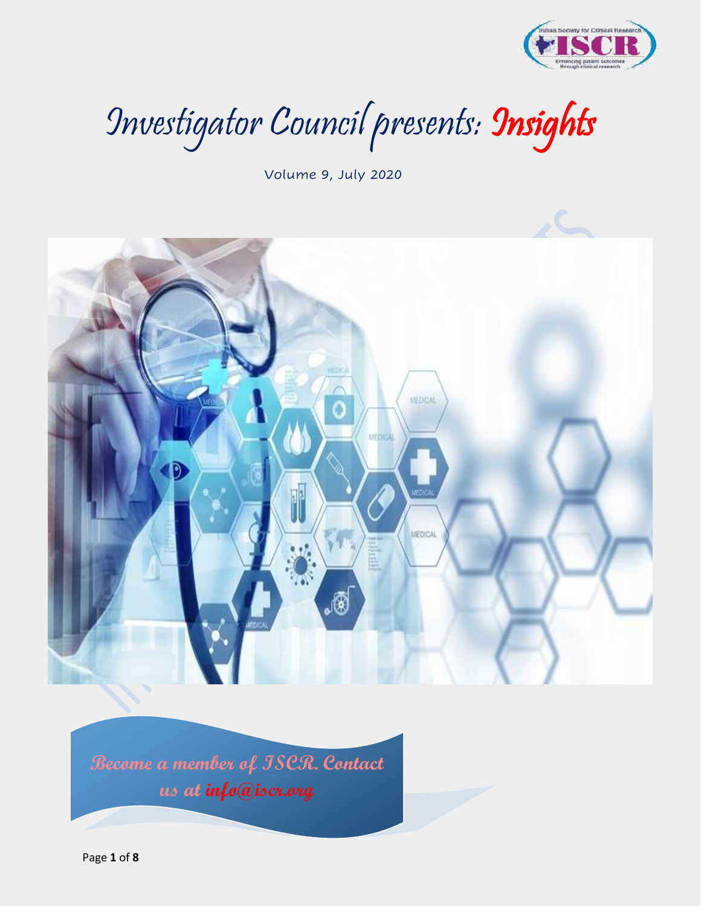# Investigator Council presents: Insights

Volume 9, July 2020

**Become a member of ISCR. Contact us at info@iscr.org**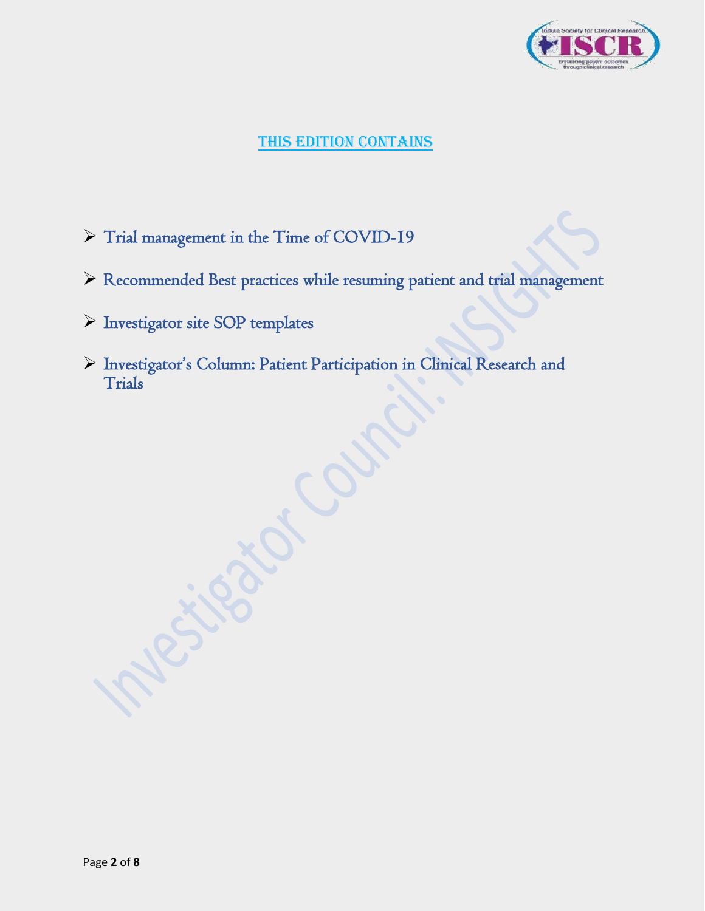## THIS EDITION CONTAINS

- Trial management in the Time of COVID-19
- Recommended Best practices while resuming patient and trial management
- Investigator site SOP templates
- Investigator's Column: Patient Participation in Clinical Research and Trials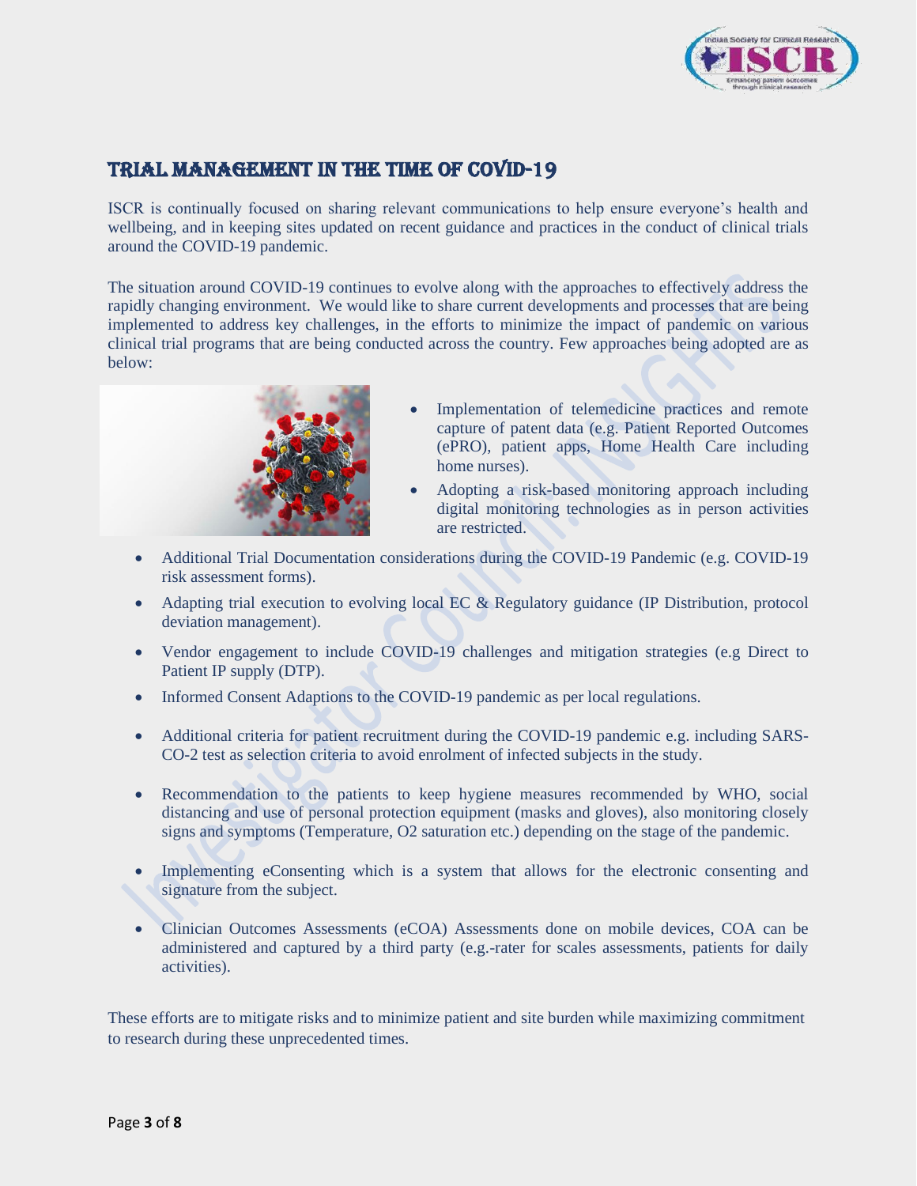# TRIAL MANAGEMENT IN THE TIME OF COVID-19

ISCR is continually focused on sharing relevant communications to help ensure everyone's health and wellbeing, and in keeping sites updated on recent guidance and practices in the conduct of clinical trials around the COVID-19 pandemic.

The situation around COVID-19 continues to evolve along with the approaches to effectively address the rapidly changing environment. We would like to share current developments and processes that are being implemented to address key challenges, in the efforts to minimize the impact of pandemic on various clinical trial programs that are being conducted across the country. Few approaches being adopted are as below:

- Implementation of telemedicine practices and remote capture of patent data (e.g. Patient Reported Outcomes (ePRO), patient apps, Home Health Care including home nurses).
- Adopting a risk-based monitoring approach including digital monitoring technologies as in person activities are restricted.
- Additional Trial Documentation considerations during the COVID-19 Pandemic (e.g. COVID-19 risk assessment forms).
- Adapting trial execution to evolving local EC & Regulatory guidance (IP Distribution, protocol deviation management).
- Vendor engagement to include COVID-19 challenges and mitigation strategies (e.g Direct to Patient IP supply (DTP).
- Informed Consent Adaptions to the COVID-19 pandemic as per local regulations.
- Additional criteria for patient recruitment during the COVID-19 pandemic e.g. including SARS-CO-2 test as selection criteria to avoid enrolment of infected subjects in the study.
- Recommendation to the patients to keep hygiene measures recommended by WHO, social distancing and use of personal protection equipment (masks and gloves), also monitoring closely signs and symptoms (Temperature, O2 saturation etc.) depending on the stage of the pandemic.
- Implementing eConsenting which is a system that allows for the electronic consenting and signature from the subject.
- Clinician Outcomes Assessments (eCOA) Assessments done on mobile devices, COA can be administered and captured by a third party (e.g.-rater for scales assessments, patients for daily activities).

These efforts are to mitigate risks and to minimize patient and site burden while maximizing commitment to research during these unprecedented times.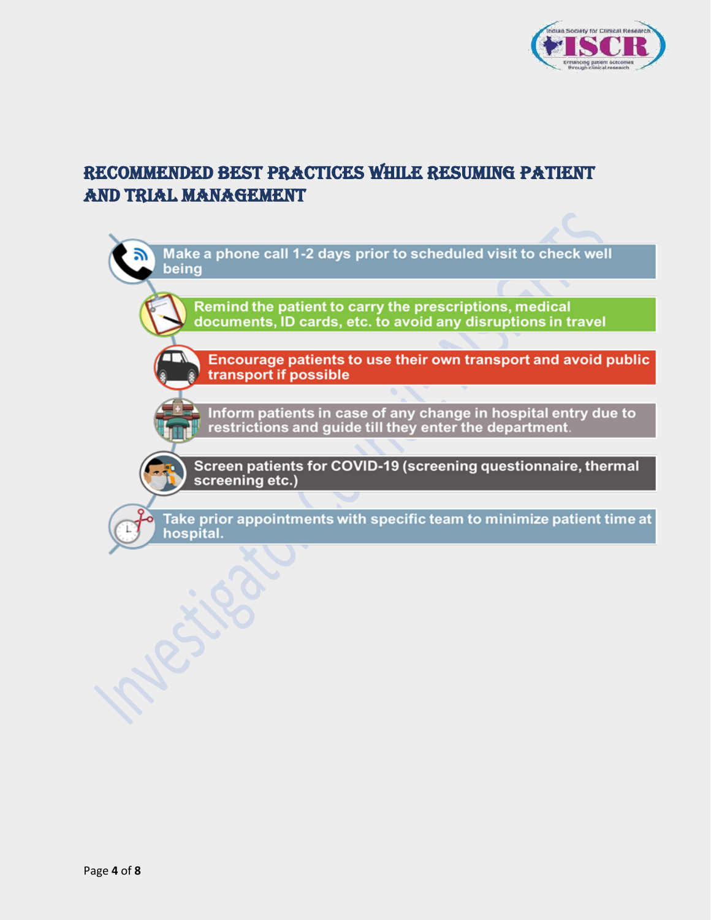# RECOMMENDED BEST PRACTICES WHILE RESUMING PATIENT AND TRIAL MANAGEMENT

- Make a phone call 1-2 days prior to scheduled visit to check well being
- Remind the patient to carry the prescriptions, medical documents, ID cards, etc. to avoid any disruptions in travel
- Encourage patients to use their own transport and avoid public transport if possible
- Inform patients in case of any change in hospital entry due to restrictions and guide till they enter the department.
- Screen patients for COVID-19 (screening questionnaire, thermal screening etc.)
- Take prior appointments with specific team to minimize patient time at hospital.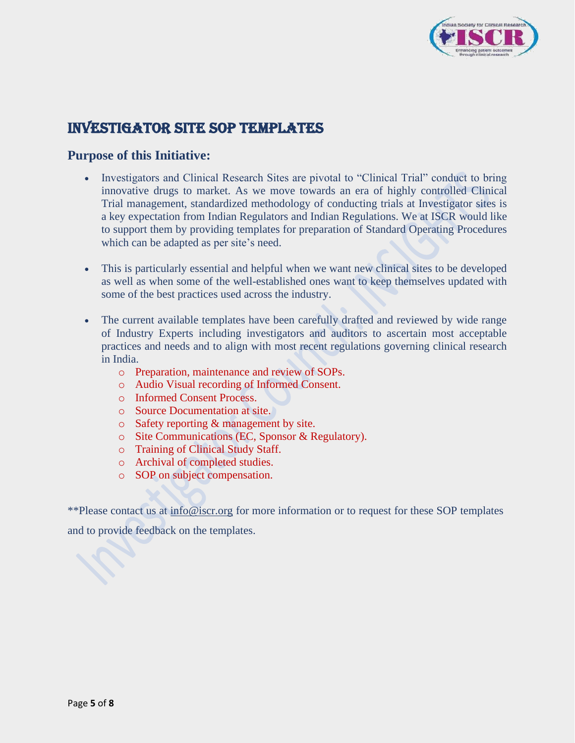# INVESTIGATOR SITE SOP TEMPLATES

## Purpose of this Initiative:

- Investigators and Clinical Research Sites are pivotal to "Clinical Trial" conduct to bring innovative drugs to market. As we move towards an era of highly controlled Clinical Trial management, standardized methodology of conducting trials at Investigator sites is a key expectation from Indian Regulators and Indian Regulations. We at ISCR would like to support them by providing templates for preparation of Standard Operating Procedures which can be adapted as per site's need.

- This is particularly essential and helpful when we want new clinical sites to be developed as well as when some of the well-established ones want to keep themselves updated with some of the best practices used across the industry.

- The current available templates have been carefully drafted and reviewed by wide range of Industry Experts including investigators and auditors to ascertain most acceptable practices and needs and to align with most recent regulations governing clinical research in India.
  - Preparation, maintenance and review of SOPs.
  - Audio Visual recording of Informed Consent.
  - Informed Consent Process.
  - Source Documentation at site.
  - Safety reporting & management by site.
  - Site Communications (EC, Sponsor & Regulatory).
  - Training of Clinical Study Staff.
  - Archival of completed studies.
  - SOP on subject compensation.

**Please contact us at info@iscr.org for more information or to request for these SOP templates and to provide feedback on the templates.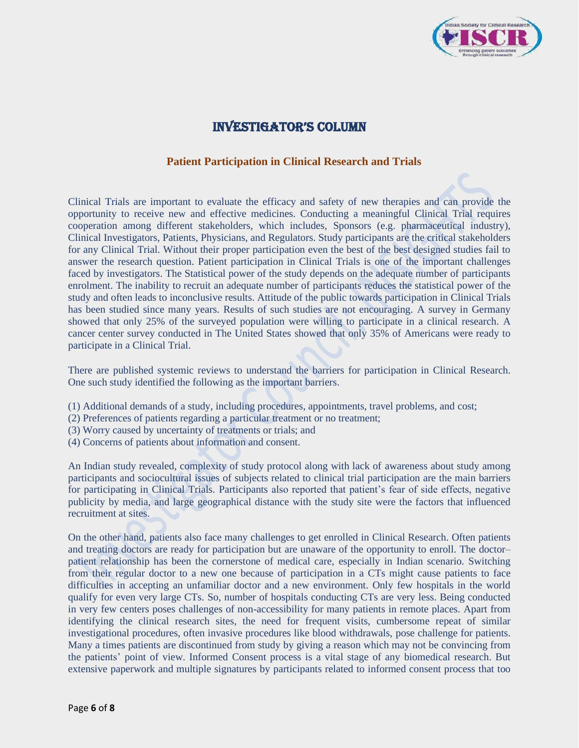# INVESTIGATOR'S COLUMN

## Patient Participation in Clinical Research and Trials

Clinical Trials are important to evaluate the efficacy and safety of new therapies and can provide the opportunity to receive new and effective medicines. Conducting a meaningful Clinical Trial requires cooperation among different stakeholders, which includes, Sponsors (e.g. pharmaceutical industry), Clinical Investigators, Patients, Physicians, and Regulators. Study participants are the critical stakeholders for any Clinical Trial. Without their proper participation even the best of the best designed studies fail to answer the research question. Patient participation in Clinical Trials is one of the important challenges faced by investigators. The Statistical power of the study depends on the adequate number of participants enrolment. The inability to recruit an adequate number of participants reduces the statistical power of the study and often leads to inconclusive results. Attitude of the public towards participation in Clinical Trials has been studied since many years. Results of such studies are not encouraging. A survey in Germany showed that only 25% of the surveyed population were willing to participate in a clinical research. A cancer center survey conducted in The United States showed that only 35% of Americans were ready to participate in a Clinical Trial.

There are published systemic reviews to understand the barriers for participation in Clinical Research. One such study identified the following as the important barriers.

(1) Additional demands of a study, including procedures, appointments, travel problems, and cost;
(2) Preferences of patients regarding a particular treatment or no treatment;
(3) Worry caused by uncertainty of treatments or trials; and
(4) Concerns of patients about information and consent.

An Indian study revealed, complexity of study protocol along with lack of awareness about study among participants and sociocultural issues of subjects related to clinical trial participation are the main barriers for participating in Clinical Trials. Participants also reported that patient's fear of side effects, negative publicity by media, and large geographical distance with the study site were the factors that influenced recruitment at sites.

On the other hand, patients also face many challenges to get enrolled in Clinical Research. Often patients and treating doctors are ready for participation but are unaware of the opportunity to enroll. The doctor–patient relationship has been the cornerstone of medical care, especially in Indian scenario. Switching from their regular doctor to a new one because of participation in a CTs might cause patients to face difficulties in accepting an unfamiliar doctor and a new environment. Only few hospitals in the world qualify for even very large CTs. So, number of hospitals conducting CTs are very less. Being conducted in very few centers poses challenges of non-accessibility for many patients in remote places. Apart from identifying the clinical research sites, the need for frequent visits, cumbersome repeat of similar investigational procedures, often invasive procedures like blood withdrawals, pose challenge for patients. Many a times patients are discontinued from study by giving a reason which may not be convincing from the patients' point of view. Informed Consent process is a vital stage of any biomedical research. But extensive paperwork and multiple signatures by participants related to informed consent process that too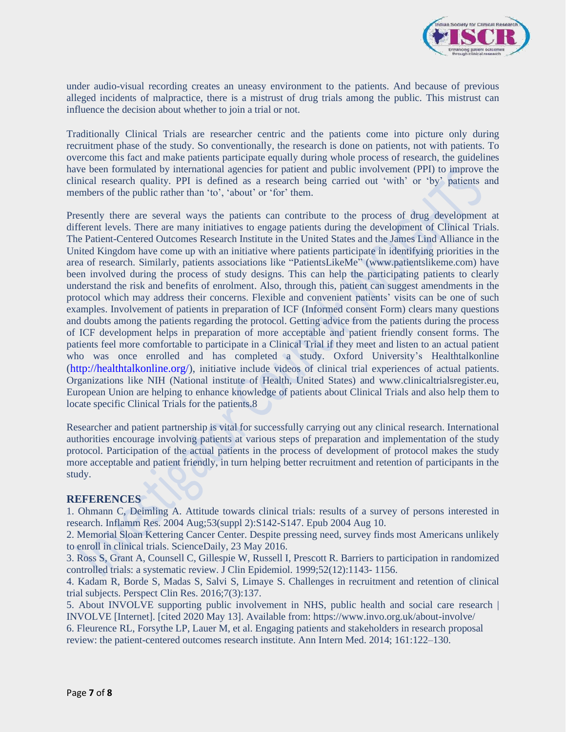under audio-visual recording creates an uneasy environment to the patients. And because of previous alleged incidents of malpractice, there is a mistrust of drug trials among the public. This mistrust can influence the decision about whether to join a trial or not.

Traditionally Clinical Trials are researcher centric and the patients come into picture only during recruitment phase of the study. So conventionally, the research is done on patients, not with patients. To overcome this fact and make patients participate equally during whole process of research, the guidelines have been formulated by international agencies for patient and public involvement (PPI) to improve the clinical research quality. PPI is defined as a research being carried out 'with' or 'by' patients and members of the public rather than 'to', 'about' or 'for' them.

Presently there are several ways the patients can contribute to the process of drug development at different levels. There are many initiatives to engage patients during the development of Clinical Trials. The Patient-Centered Outcomes Research Institute in the United States and the James Lind Alliance in the United Kingdom have come up with an initiative where patients participate in identifying priorities in the area of research. Similarly, patients associations like "PatientsLikeMe" (www.patientslikeme.com) have been involved during the process of study designs. This can help the participating patients to clearly understand the risk and benefits of enrolment. Also, through this, patient can suggest amendments in the protocol which may address their concerns. Flexible and convenient patients' visits can be one of such examples. Involvement of patients in preparation of ICF (Informed consent Form) clears many questions and doubts among the patients regarding the protocol. Getting advice from the patients during the process of ICF development helps in preparation of more acceptable and patient friendly consent forms. The patients feel more comfortable to participate in a Clinical Trial if they meet and listen to an actual patient who was once enrolled and has completed a study. Oxford University's Healthtalkonline (http://healthtalkonline.org/), initiative include videos of clinical trial experiences of actual patients. Organizations like NIH (National institute of Health, United States) and www.clinicaltrialsregister.eu, European Union are helping to enhance knowledge of patients about Clinical Trials and also help them to locate specific Clinical Trials for the patients.8

Researcher and patient partnership is vital for successfully carrying out any clinical research. International authorities encourage involving patients at various steps of preparation and implementation of the study protocol. Participation of the actual patients in the process of development of protocol makes the study more acceptable and patient friendly, in turn helping better recruitment and retention of participants in the study.

## REFERENCES

1. Ohmann C, Deimling A. Attitude towards clinical trials: results of a survey of persons interested in research. Inflamm Res. 2004 Aug;53(suppl 2):S142-S147. Epub 2004 Aug 10.
2. Memorial Sloan Kettering Cancer Center. Despite pressing need, survey finds most Americans unlikely to enroll in clinical trials. ScienceDaily, 23 May 2016.
3. Ross S, Grant A, Counsell C, Gillespie W, Russell I, Prescott R. Barriers to participation in randomized controlled trials: a systematic review. J Clin Epidemiol. 1999;52(12):1143- 1156.
4. Kadam R, Borde S, Madas S, Salvi S, Limaye S. Challenges in recruitment and retention of clinical trial subjects. Perspect Clin Res. 2016;7(3):137.
5. About INVOLVE supporting public involvement in NHS, public health and social care research | INVOLVE [Internet]. [cited 2020 May 13]. Available from: https://www.invo.org.uk/about-involve/
6. Fleurence RL, Forsythe LP, Lauer M, et al. Engaging patients and stakeholders in research proposal review: the patient-centered outcomes research institute. Ann Intern Med. 2014; 161:122–130.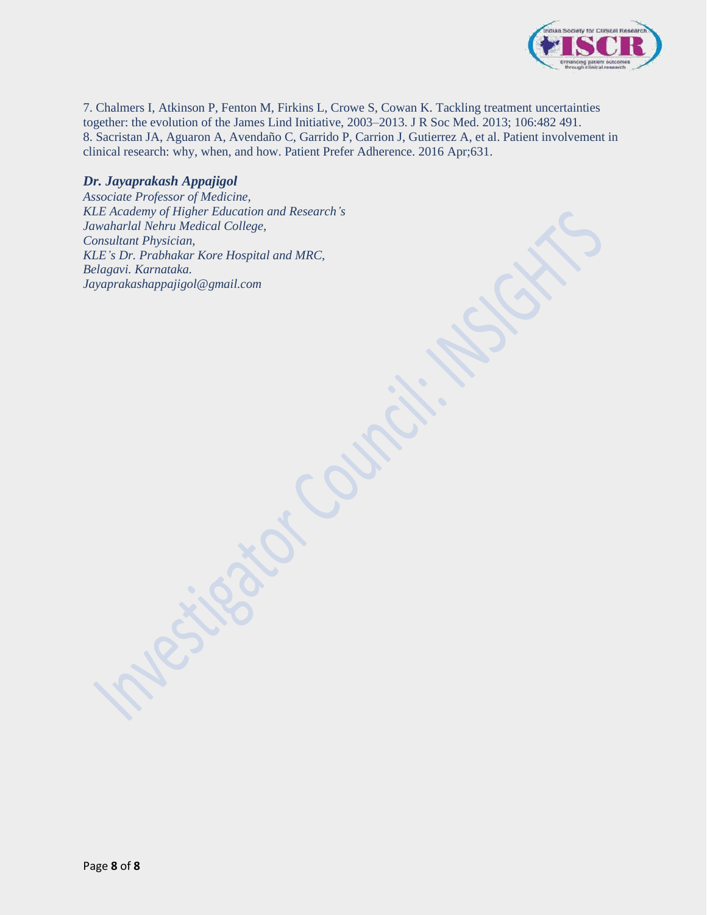7. Chalmers I, Atkinson P, Fenton M, Firkins L, Crowe S, Cowan K. Tackling treatment uncertainties together: the evolution of the James Lind Initiative, 2003–2013. J R Soc Med. 2013; 106:482 491.
8. Sacristan JA, Aguaron A, Avendaño C, Garrido P, Carrion J, Gutierrez A, et al. Patient involvement in clinical research: why, when, and how. Patient Prefer Adherence. 2016 Apr;631.

***Dr. Jayaprakash Appajigol***

*Associate Professor of Medicine,*
*KLE Academy of Higher Education and Research's*
*Jawaharlal Nehru Medical College,*
*Consultant Physician,*
*KLE's Dr. Prabhakar Kore Hospital and MRC,*
*Belagavi. Karnataka.*
*Jayaprakashappajigol@gmail.com*